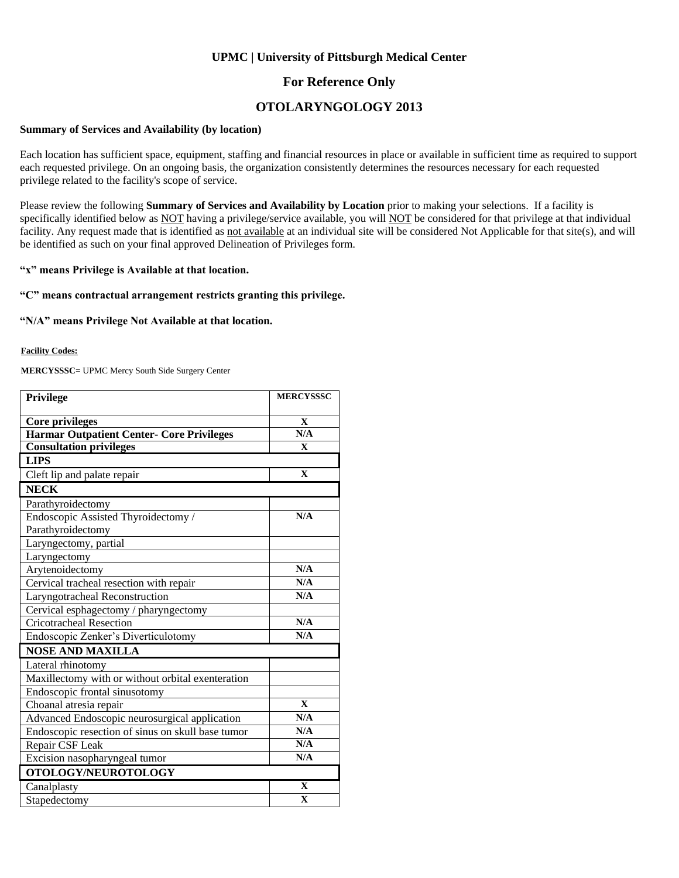## UPMC | University of Pittsburgh Medical Center

## For Reference Only

# OTOLARYNGOLOGY 2013

**Summary of Services and Availability (by location)**

Each location has sufficient space, equipment, staffing and financial resources in place or available in sufficient time as required to support each requested privilege. On an ongoing basis, the organization consistently determines the resources necessary for each requested privilege related to the facility's scope of service.

Please review the following **Summary of Services and Availability by Location** prior to making your selections. If a facility is specifically identified below as NOT having a privilege/service available, you will NOT be considered for that privilege at that individual facility. Any request made that is identified as not available at an individual site will be considered Not Applicable for that site(s), and will be identified as such on your final approved Delineation of Privileges form.

**"x" means Privilege is Available at that location.**

**"C" means contractual arrangement restricts granting this privilege.**

**"N/A" means Privilege Not Available at that location.**

**Facility Codes:**

**MERCYSSSC**= UPMC Mercy South Side Surgery Center

| Privilege | MERCYSSSC |
|---|---|
| **Core privileges** | X |
| **Harmar Outpatient Center- Core Privileges** | N/A |
| **Consultation privileges** | X |
| **LIPS** | |
| Cleft lip and palate repair | X |
| **NECK** | |
| Parathyroidectomy | |
| Endoscopic Assisted Thyroidectomy / Parathyroidectomy | N/A |
| Laryngectomy, partial | |
| Laryngectomy | |
| Arytenoidectomy | N/A |
| Cervical tracheal resection with repair | N/A |
| Laryngotracheal Reconstruction | N/A |
| Cervical esphagectomy / pharyngectomy | |
| Cricotracheal Resection | N/A |
| Endoscopic Zenker's Diverticulotomy | N/A |
| **NOSE AND MAXILLA** | |
| Lateral rhinotomy | |
| Maxillectomy with or without orbital exenteration | |
| Endoscopic frontal sinusotomy | |
| Choanal atresia repair | X |
| Advanced Endoscopic neurosurgical application | N/A |
| Endoscopic resection of sinus on skull base tumor | N/A |
| Repair CSF Leak | N/A |
| Excision nasopharyngeal tumor | N/A |
| **OTOLOGY/NEUROTOLOGY** | |
| Canalplasty | X |
| Stapedectomy | X |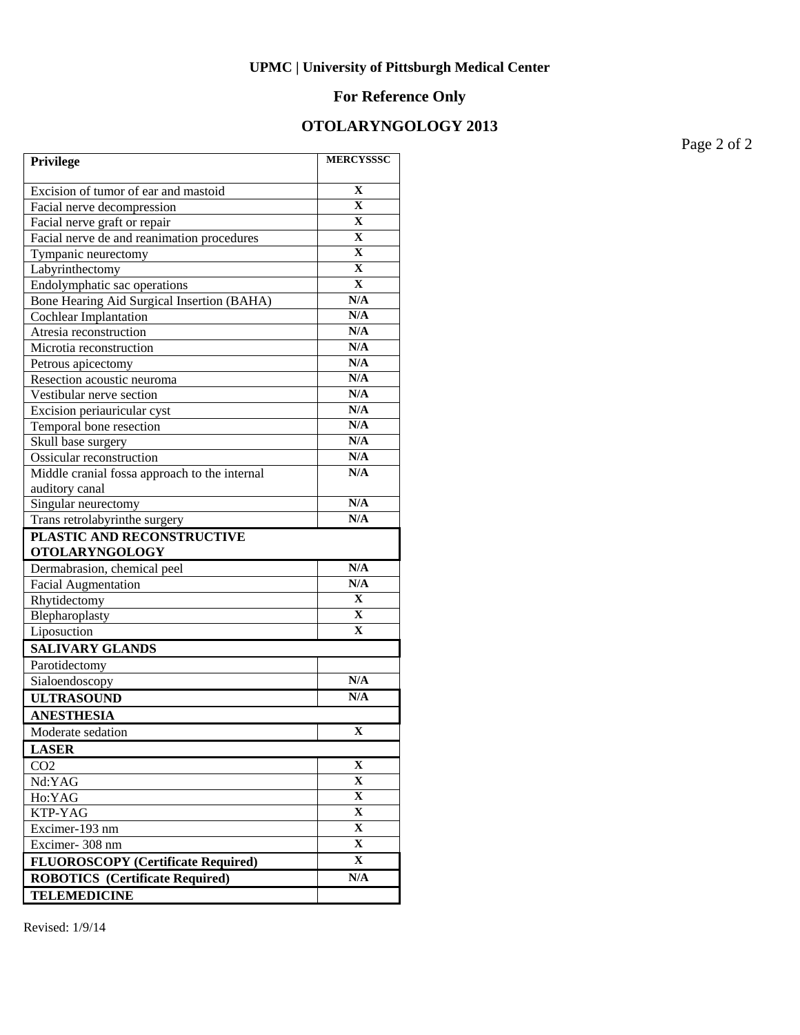**UPMC | University of Pittsburgh Medical Center**

## For Reference Only

## OTOLARYNGOLOGY 2013

| Privilege | MERCYSSSC |
|---|---|
| Excision of tumor of ear and mastoid | X |
| Facial nerve decompression | X |
| Facial nerve graft or repair | X |
| Facial nerve de and reanimation procedures | X |
| Tympanic neurectomy | X |
| Labyrinthectomy | X |
| Endolymphatic sac operations | X |
| Bone Hearing Aid Surgical Insertion (BAHA) | N/A |
| Cochlear Implantation | N/A |
| Atresia reconstruction | N/A |
| Microtia reconstruction | N/A |
| Petrous apicectomy | N/A |
| Resection acoustic neuroma | N/A |
| Vestibular nerve section | N/A |
| Excision periauricular cyst | N/A |
| Temporal bone resection | N/A |
| Skull base surgery | N/A |
| Ossicular reconstruction | N/A |
| Middle cranial fossa approach to the internal auditory canal | N/A |
| Singular neurectomy | N/A |
| Trans retrolabyrinthe surgery | N/A |
| **PLASTIC AND RECONSTRUCTIVE OTOLARYNGOLOGY** | |
| Dermabrasion, chemical peel | N/A |
| Facial Augmentation | N/A |
| Rhytidectomy | X |
| Blepharoplasty | X |
| Liposuction | X |
| **SALIVARY GLANDS** | |
| Parotidectomy | |
| Sialoendoscopy | N/A |
| **ULTRASOUND** | N/A |
| **ANESTHESIA** | |
| Moderate sedation | X |
| **LASER** | |
| $CO_2$ | X |
| Nd:YAG | X |
| Ho:YAG | X |
| KTP-YAG | X |
| Excimer-193 nm | X |
| Excimer- 308 nm | X |
| **FLUOROSCOPY (Certificate Required)** | X |
| **ROBOTICS (Certificate Required)** | N/A |
| **TELEMEDICINE** | |

Revised: 1/9/14